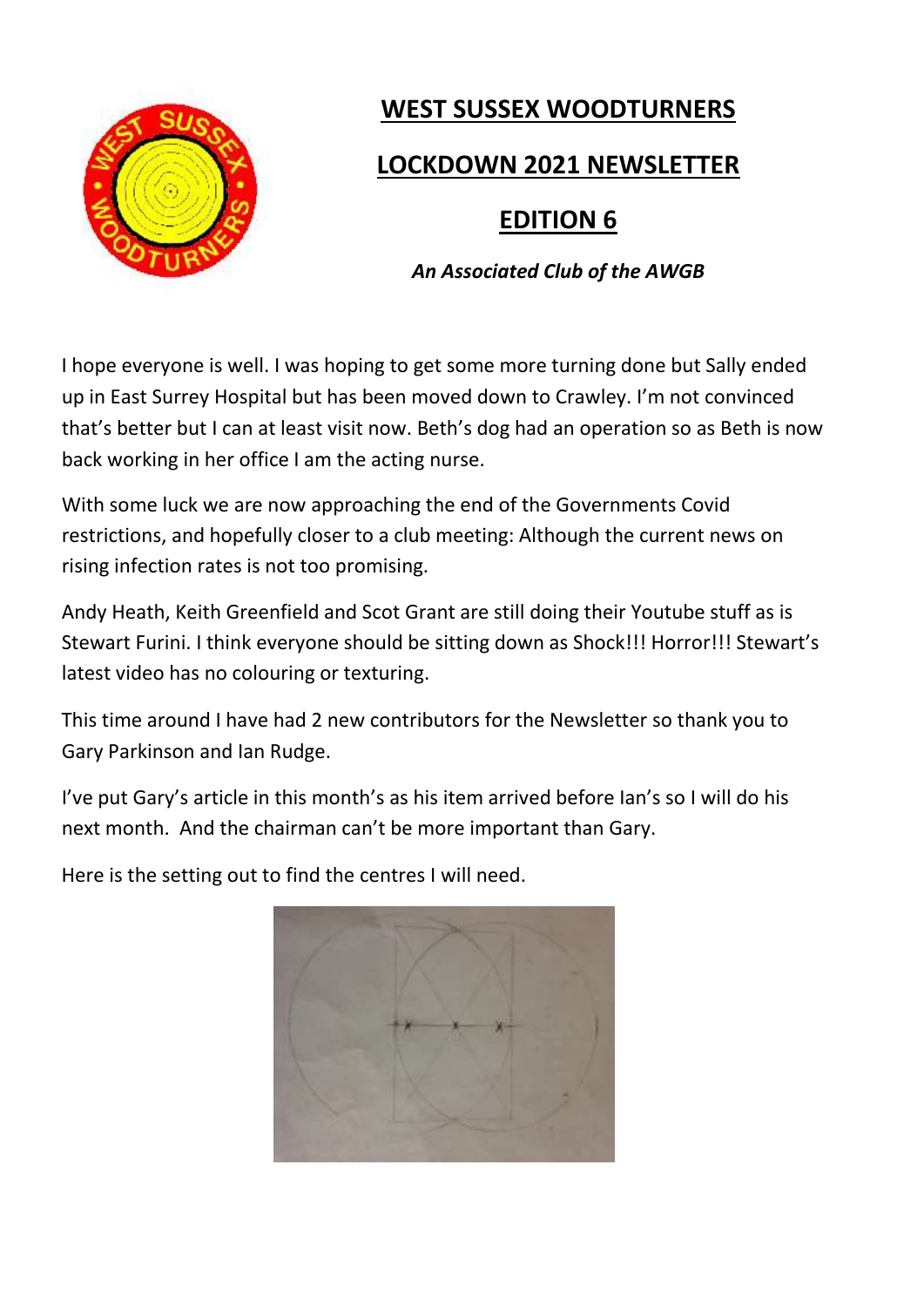# WEST SUSSEX WOODTURNERS

## LOCKDOWN 2021 NEWSLETTER

## EDITION 6

***An Associated Club of the AWGB***

I hope everyone is well. I was hoping to get some more turning done but Sally ended up in East Surrey Hospital but has been moved down to Crawley. I'm not convinced that's better but I can at least visit now. Beth's dog had an operation so as Beth is now back working in her office I am the acting nurse.

With some luck we are now approaching the end of the Governments Covid restrictions, and hopefully closer to a club meeting: Although the current news on rising infection rates is not too promising.

Andy Heath, Keith Greenfield and Scot Grant are still doing their Youtube stuff as is Stewart Furini. I think everyone should be sitting down as Shock!!! Horror!!! Stewart's latest video has no colouring or texturing.

This time around I have had 2 new contributors for the Newsletter so thank you to Gary Parkinson and Ian Rudge.

I've put Gary's article in this month's as his item arrived before Ian's so I will do his next month. And the chairman can't be more important than Gary.

Here is the setting out to find the centres I will need.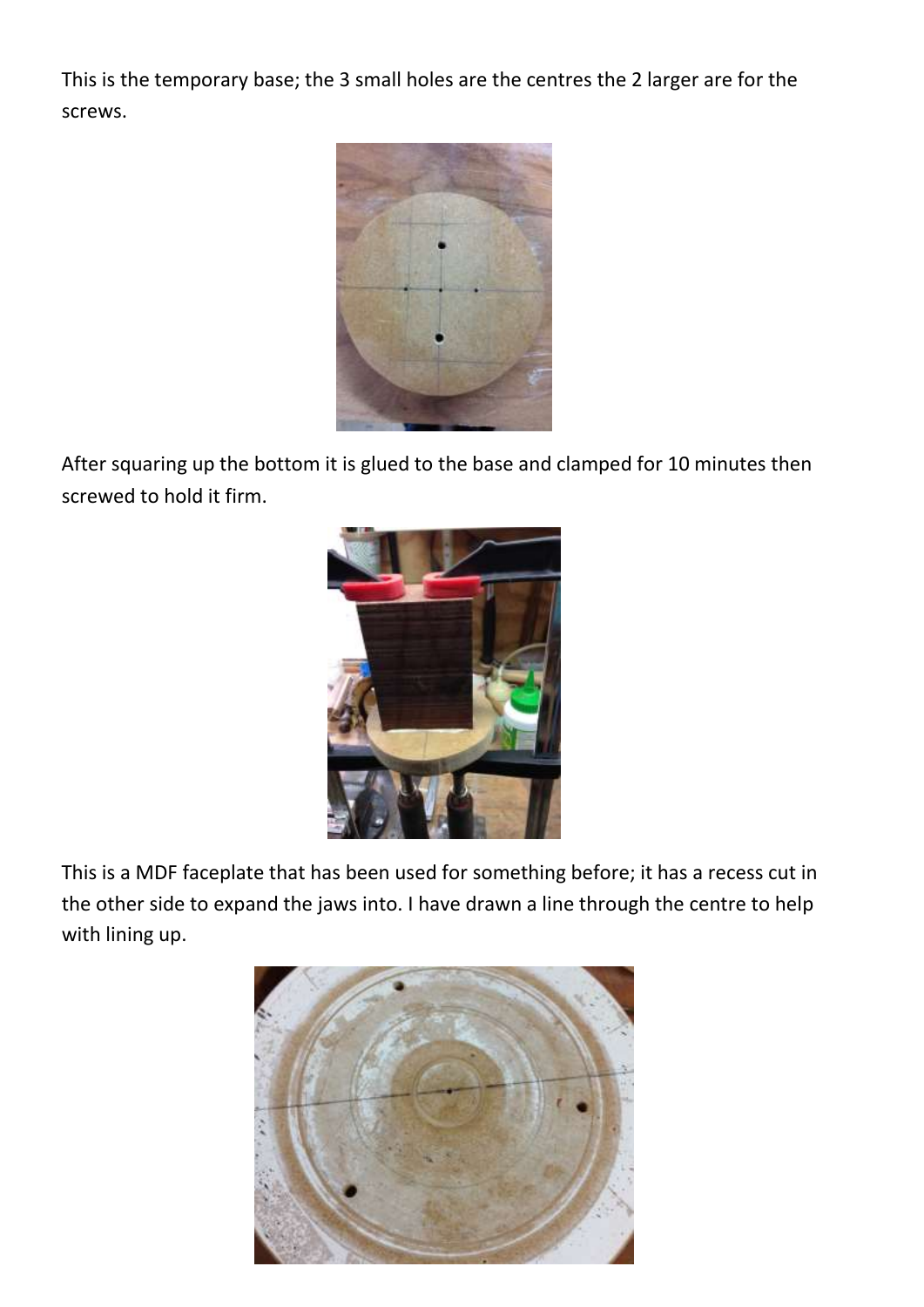This is the temporary base; the 3 small holes are the centres the 2 larger are for the screws.

After squaring up the bottom it is glued to the base and clamped for 10 minutes then screwed to hold it firm.

This is a MDF faceplate that has been used for something before; it has a recess cut in the other side to expand the jaws into. I have drawn a line through the centre to help with lining up.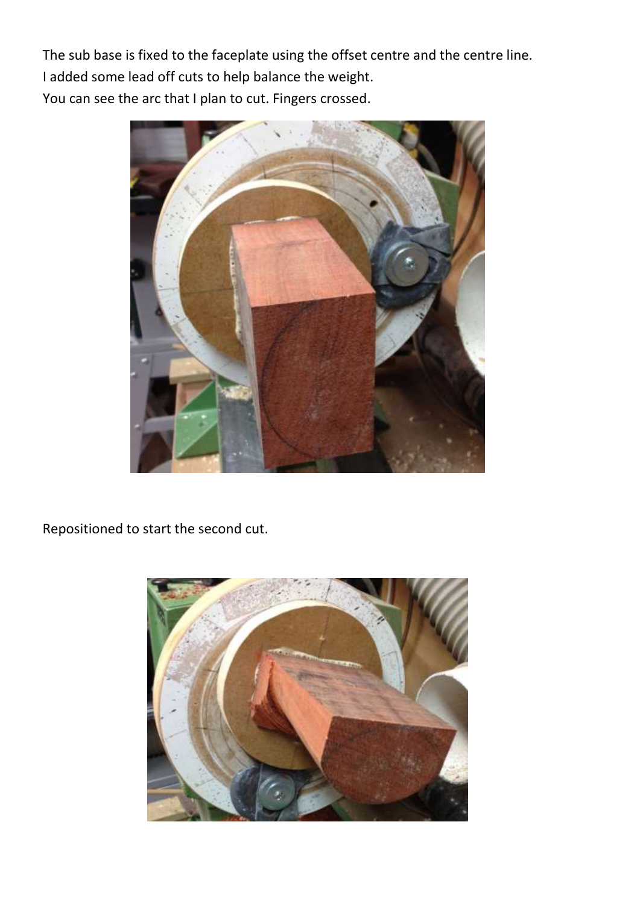The sub base is fixed to the faceplate using the offset centre and the centre line.
I added some lead off cuts to help balance the weight.
You can see the arc that I plan to cut. Fingers crossed.

Repositioned to start the second cut.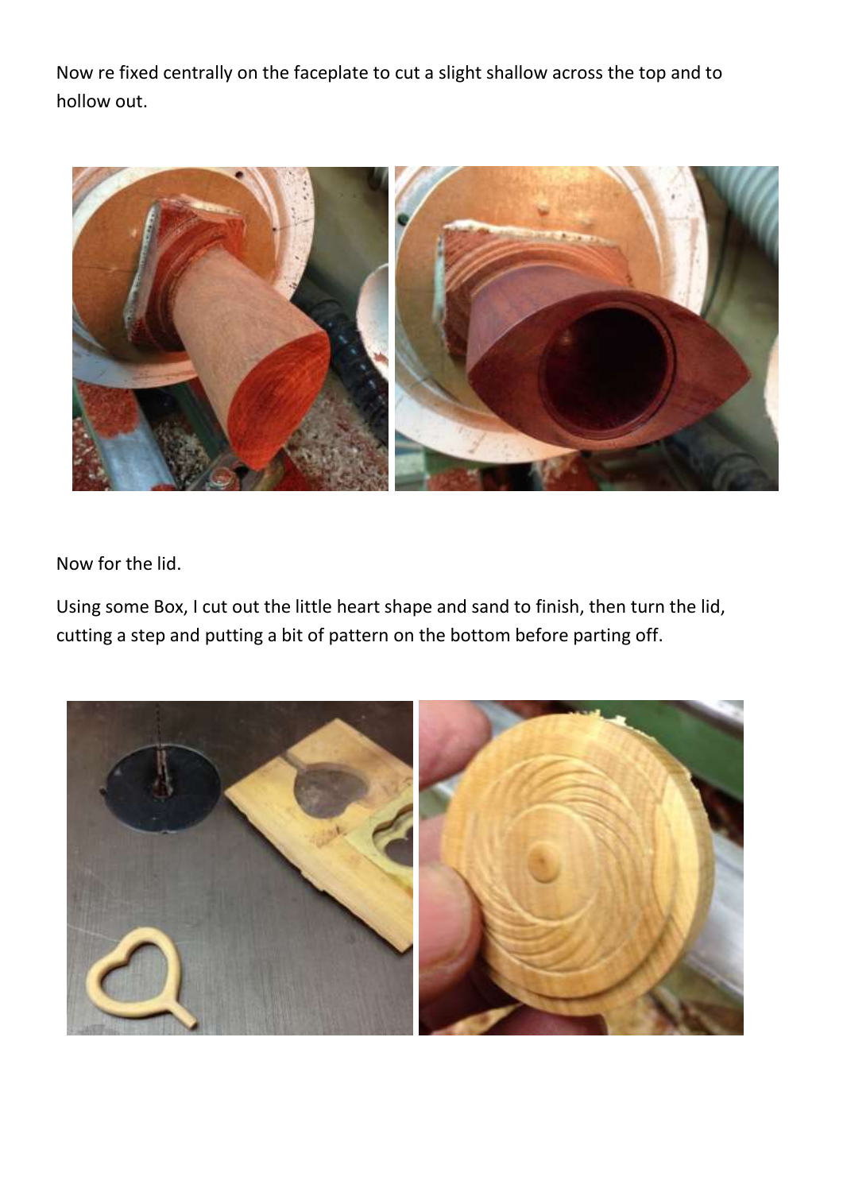Now re fixed centrally on the faceplate to cut a slight shallow across the top and to hollow out.

Now for the lid.

Using some Box, I cut out the little heart shape and sand to finish, then turn the lid, cutting a step and putting a bit of pattern on the bottom before parting off.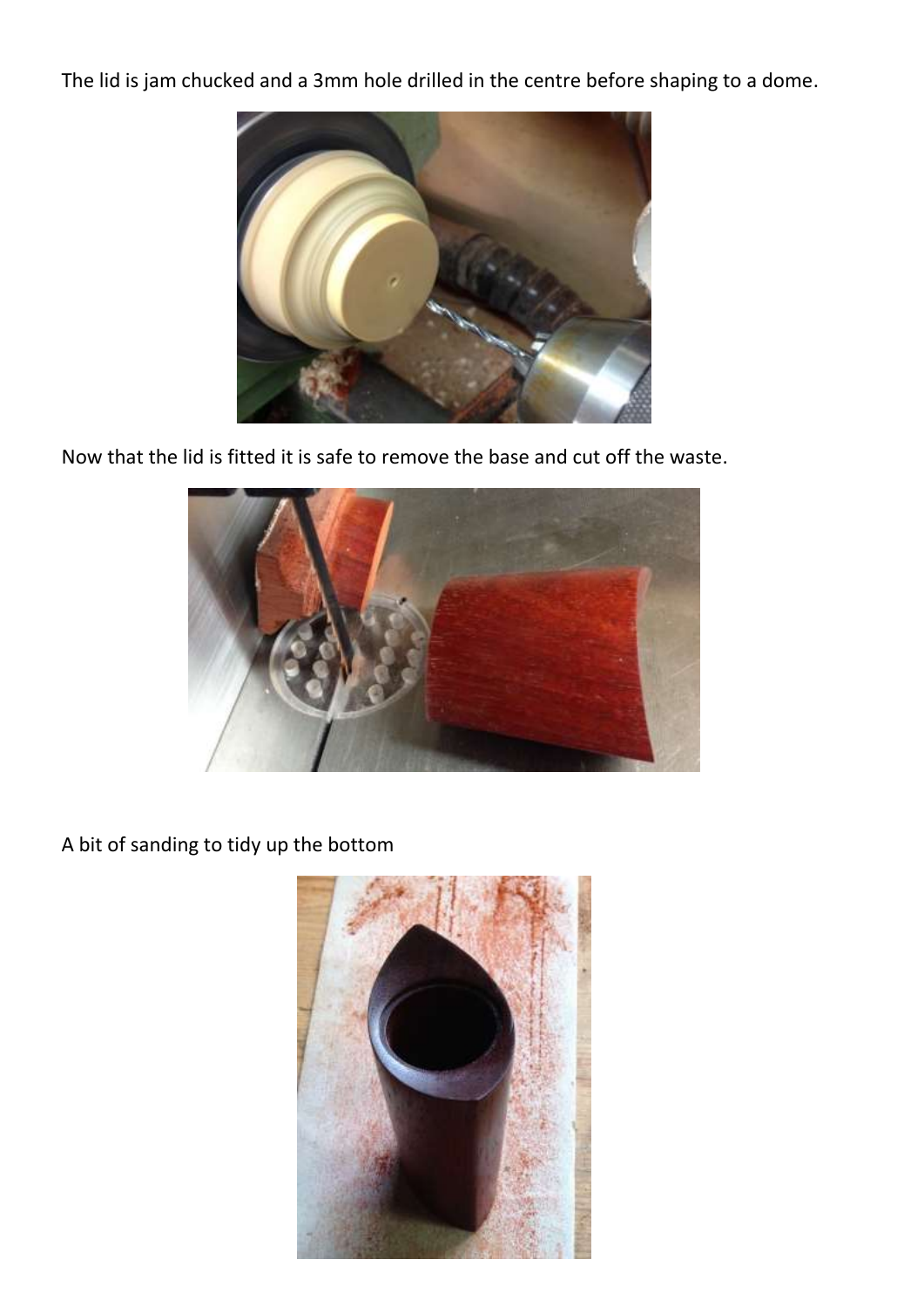The lid is jam chucked and a 3mm hole drilled in the centre before shaping to a dome.

Now that the lid is fitted it is safe to remove the base and cut off the waste.

A bit of sanding to tidy up the bottom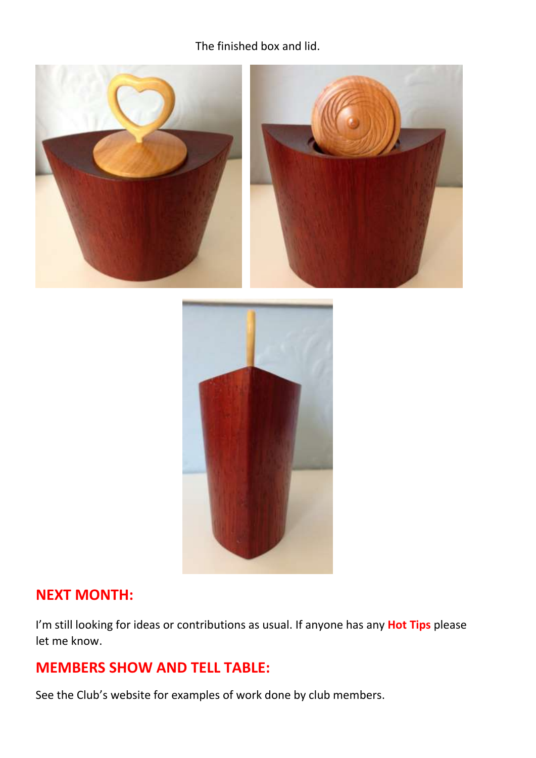The finished box and lid.

## NEXT MONTH:

I'm still looking for ideas or contributions as usual. If anyone has any **Hot Tips** please let me know.

## MEMBERS SHOW AND TELL TABLE:

See the Club's website for examples of work done by club members.